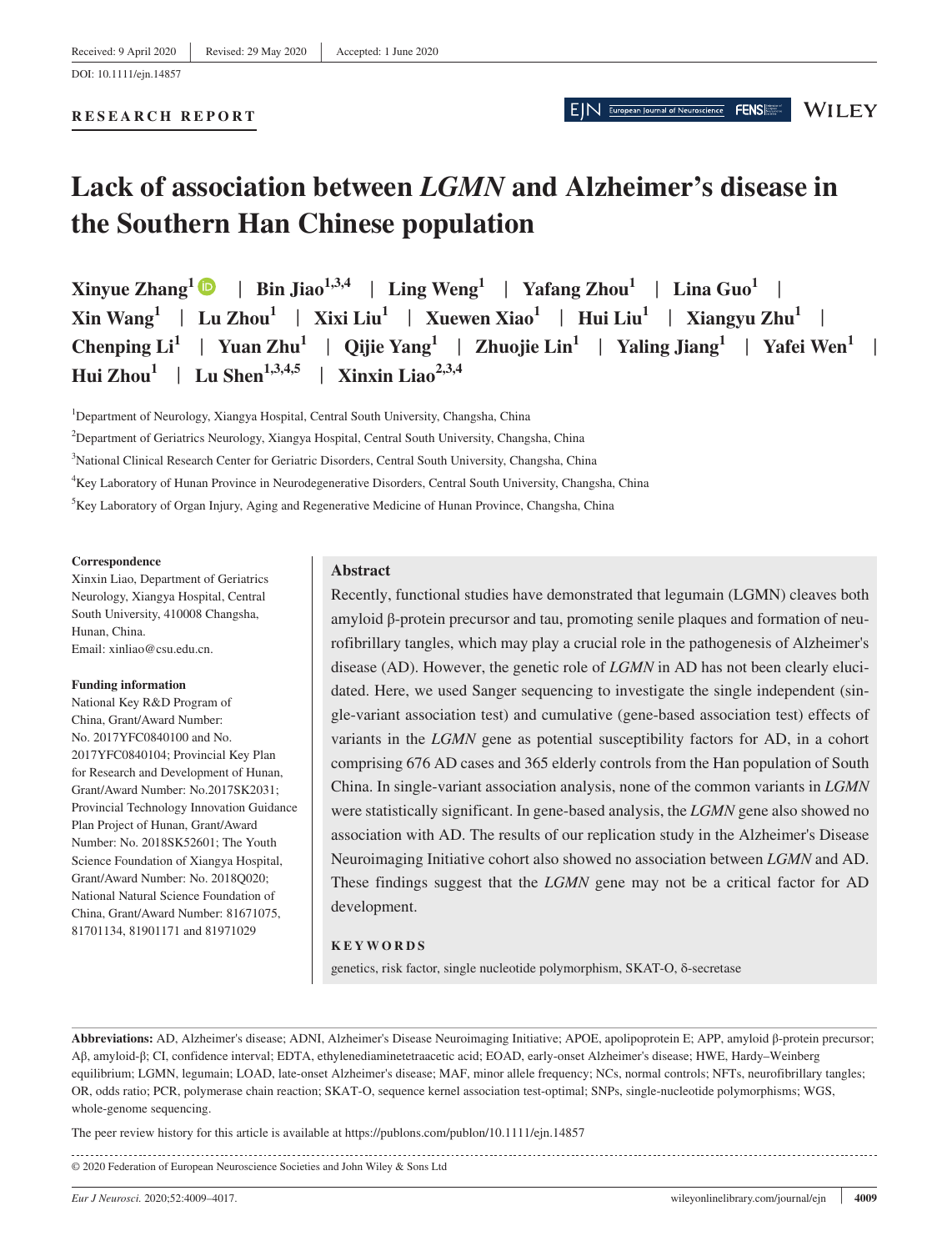Received: 9 April 2020 | Revised: 29 May 2020 | Accepted: 1 June 2020

DOI: 10.1111/ejn.14857

**RESEARCH REPORT**

# Lack of association between *LGMN* and Alzheimer's disease in the Southern Han Chinese population

**Xinyue Zhang[1] | Bin Jiao[1,3,4] | Ling Weng[1] | Yafang Zhou[1] | Lina Guo[1] | Xin Wang[1] | Lu Zhou[1] | Xixi Liu[1] | Xuewen Xiao[1] | Hui Liu[1] | Xiangyu Zhu[1] | Chenping Li[1] | Yuan Zhu[1] | Qijie Yang[1] | Zhuojie Lin[1] | Yaling Jiang[1] | Yafei Wen[1] | Hui Zhou[1] | Lu Shen[1,3,4,5] | Xinxin Liao[2,3,4]**

[1]Department of Neurology, Xiangya Hospital, Central South University, Changsha, China

[2]Department of Geriatrics Neurology, Xiangya Hospital, Central South University, Changsha, China

[3]National Clinical Research Center for Geriatric Disorders, Central South University, Changsha, China

[4]Key Laboratory of Hunan Province in Neurodegenerative Disorders, Central South University, Changsha, China

[5]Key Laboratory of Organ Injury, Aging and Regenerative Medicine of Hunan Province, Changsha, China

**Correspondence**
Xinxin Liao, Department of Geriatrics Neurology, Xiangya Hospital, Central South University, 410008 Changsha, Hunan, China.
Email: xinliao@csu.edu.cn.

**Funding information**
National Key R&D Program of China, Grant/Award Number: No. 2017YFC0840100 and No. 2017YFC0840104; Provincial Key Plan for Research and Development of Hunan, Grant/Award Number: No.2017SK2031; Provincial Technology Innovation Guidance Plan Project of Hunan, Grant/Award Number: No. 2018SK52601; The Youth Science Foundation of Xiangya Hospital, Grant/Award Number: No. 2018Q020; National Natural Science Foundation of China, Grant/Award Number: 81671075, 81701134, 81901171 and 81971029

## Abstract

Recently, functional studies have demonstrated that legumain (LGMN) cleaves both amyloid β-protein precursor and tau, promoting senile plaques and formation of neurofibrillary tangles, which may play a crucial role in the pathogenesis of Alzheimer's disease (AD). However, the genetic role of *LGMN* in AD has not been clearly elucidated. Here, we used Sanger sequencing to investigate the single independent (single-variant association test) and cumulative (gene-based association test) effects of variants in the *LGMN* gene as potential susceptibility factors for AD, in a cohort comprising 676 AD cases and 365 elderly controls from the Han population of South China. In single-variant association analysis, none of the common variants in *LGMN* were statistically significant. In gene-based analysis, the *LGMN* gene also showed no association with AD. The results of our replication study in the Alzheimer's Disease Neuroimaging Initiative cohort also showed no association between *LGMN* and AD. These findings suggest that the *LGMN* gene may not be a critical factor for AD development.

**KEYWORDS**

genetics, risk factor, single nucleotide polymorphism, SKAT-O, δ-secretase

**Abbreviations:** AD, Alzheimer's disease; ADNI, Alzheimer's Disease Neuroimaging Initiative; APOE, apolipoprotein E; APP, amyloid β-protein precursor; Aβ, amyloid-β; CI, confidence interval; EDTA, ethylenediaminetetraacetic acid; EOAD, early-onset Alzheimer's disease; HWE, Hardy–Weinberg equilibrium; LGMN, legumain; LOAD, late-onset Alzheimer's disease; MAF, minor allele frequency; NCs, normal controls; NFTs, neurofibrillary tangles; OR, odds ratio; PCR, polymerase chain reaction; SKAT-O, sequence kernel association test-optimal; SNPs, single-nucleotide polymorphisms; WGS, whole-genome sequencing.

The peer review history for this article is available at https://publons.com/publon/10.1111/ejn.14857

© 2020 Federation of European Neuroscience Societies and John Wiley & Sons Ltd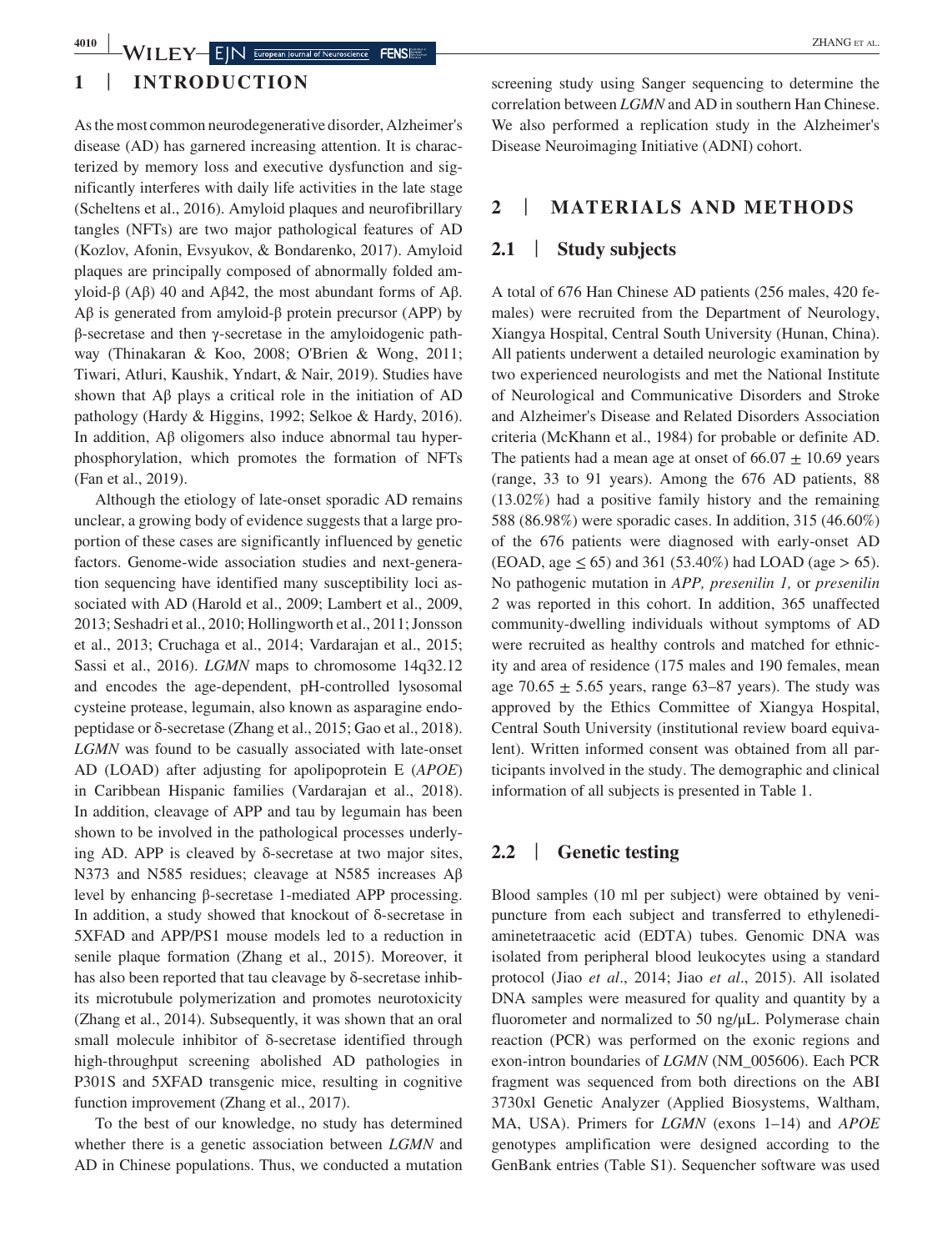## 1 | INTRODUCTION

As the most common neurodegenerative disorder, Alzheimer's disease (AD) has garnered increasing attention. It is characterized by memory loss and executive dysfunction and significantly interferes with daily life activities in the late stage (Scheltens et al., 2016). Amyloid plaques and neurofibrillary tangles (NFTs) are two major pathological features of AD (Kozlov, Afonin, Evsyukov, & Bondarenko, 2017). Amyloid plaques are principally composed of abnormally folded amyloid-β (Aβ) 40 and Aβ42, the most abundant forms of Aβ. Aβ is generated from amyloid-β protein precursor (APP) by β-secretase and then γ-secretase in the amyloidogenic pathway (Thinakaran & Koo, 2008; O'Brien & Wong, 2011; Tiwari, Atluri, Kaushik, Yndart, & Nair, 2019). Studies have shown that Aβ plays a critical role in the initiation of AD pathology (Hardy & Higgins, 1992; Selkoe & Hardy, 2016). In addition, Aβ oligomers also induce abnormal tau hyperphosphorylation, which promotes the formation of NFTs (Fan et al., 2019).

Although the etiology of late-onset sporadic AD remains unclear, a growing body of evidence suggests that a large proportion of these cases are significantly influenced by genetic factors. Genome-wide association studies and next-generation sequencing have identified many susceptibility loci associated with AD (Harold et al., 2009; Lambert et al., 2009, 2013; Seshadri et al., 2010; Hollingworth et al., 2011; Jonsson et al., 2013; Cruchaga et al., 2014; Vardarajan et al., 2015; Sassi et al., 2016). *LGMN* maps to chromosome 14q32.12 and encodes the age-dependent, pH-controlled lysosomal cysteine protease, legumain, also known as asparagine endopeptidase or δ-secretase (Zhang et al., 2015; Gao et al., 2018). *LGMN* was found to be casually associated with late-onset AD (LOAD) after adjusting for apolipoprotein E (*APOE*) in Caribbean Hispanic families (Vardarajan et al., 2018). In addition, cleavage of APP and tau by legumain has been shown to be involved in the pathological processes underlying AD. APP is cleaved by δ-secretase at two major sites, N373 and N585 residues; cleavage at N585 increases Aβ level by enhancing β-secretase 1-mediated APP processing. In addition, a study showed that knockout of δ-secretase in 5XFAD and APP/PS1 mouse models led to a reduction in senile plaque formation (Zhang et al., 2015). Moreover, it has also been reported that tau cleavage by δ-secretase inhibits its microtubule polymerization and promotes neurotoxicity (Zhang et al., 2014). Subsequently, it was shown that an oral small molecule inhibitor of δ-secretase identified through high-throughput screening abolished AD pathologies in P301S and 5XFAD transgenic mice, resulting in cognitive function improvement (Zhang et al., 2017).

To the best of our knowledge, no study has determined whether there is a genetic association between *LGMN* and AD in Chinese populations. Thus, we conducted a mutation screening study using Sanger sequencing to determine the correlation between *LGMN* and AD in southern Han Chinese. We also performed a replication study in the Alzheimer's Disease Neuroimaging Initiative (ADNI) cohort.

## 2 | MATERIALS AND METHODS

### 2.1 | Study subjects

A total of 676 Han Chinese AD patients (256 males, 420 females) were recruited from the Department of Neurology, Xiangya Hospital, Central South University (Hunan, China). All patients underwent a detailed neurologic examination by two experienced neurologists and met the National Institute of Neurological and Communicative Disorders and Stroke and Alzheimer's Disease and Related Disorders Association criteria (McKhann et al., 1984) for probable or definite AD. The patients had a mean age at onset of $66.07 \pm 10.69$ years (range, 33 to 91 years). Among the 676 AD patients, 88 (13.02%) had a positive family history and the remaining 588 (86.98%) were sporadic cases. In addition, 315 (46.60%) of the 676 patients were diagnosed with early-onset AD (EOAD, age $\leq 65$) and 361 (53.40%) had LOAD (age $> 65$). No pathogenic mutation in *APP, presenilin 1,* or *presenilin 2* was reported in this cohort. In addition, 365 unaffected community-dwelling individuals without symptoms of AD were recruited as healthy controls and matched for ethnicity and area of residence (175 males and 190 females, mean age $70.65 \pm 5.65$ years, range 63–87 years). The study was approved by the Ethics Committee of Xiangya Hospital, Central South University (institutional review board equivalent). Written informed consent was obtained from all participants involved in the study. The demographic and clinical information of all subjects is presented in Table 1.

### 2.2 | Genetic testing

Blood samples (10 ml per subject) were obtained by venipuncture from each subject and transferred to ethylenediaminetetraacetic acid (EDTA) tubes. Genomic DNA was isolated from peripheral blood leukocytes using a standard protocol (Jiao *et al*., 2014; Jiao *et al*., 2015). All isolated DNA samples were measured for quality and quantity by a fluorometer and normalized to 50 ng/μL. Polymerase chain reaction (PCR) was performed on the exonic regions and exon-intron boundaries of *LGMN* (NM_005606). Each PCR fragment was sequenced from both directions on the ABI 3730xl Genetic Analyzer (Applied Biosystems, Waltham, MA, USA). Primers for *LGMN* (exons 1–14) and *APOE* genotypes amplification were designed according to the GenBank entries (Table S1). Sequencher software was used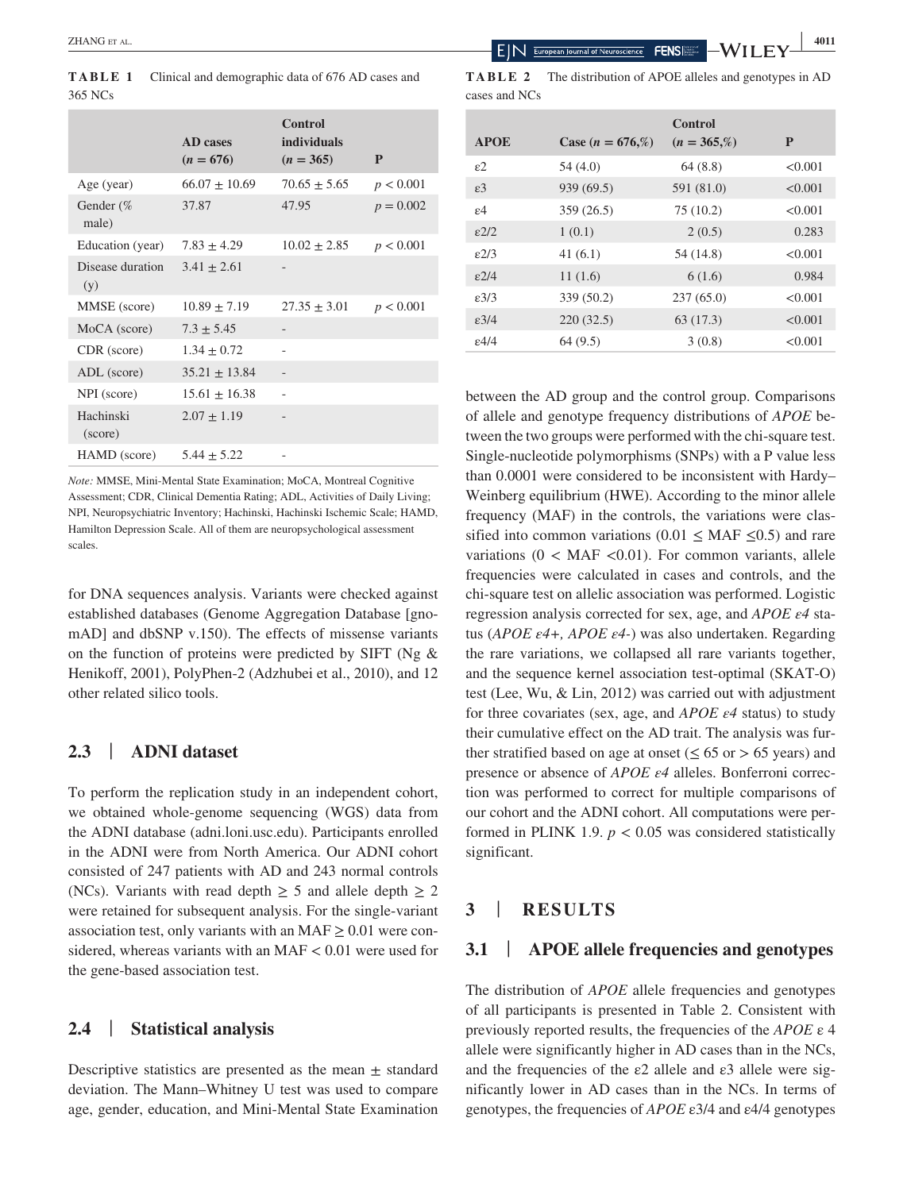**TABLE 1** Clinical and demographic data of 676 AD cases and 365 NCs

| | AD cases ($n$ = 676) | Control individuals ($n$ = 365) | P |
|---|---|---|---|
| Age (year) | 66.07 ± 10.69 | 70.65 ± 5.65 | $p < 0.001$ |
| Gender (% male) | 37.87 | 47.95 | $p = 0.002$ |
| Education (year) | 7.83 ± 4.29 | 10.02 ± 2.85 | $p < 0.001$ |
| Disease duration (y) | 3.41 ± 2.61 | - | |
| MMSE (score) | 10.89 ± 7.19 | 27.35 ± 3.01 | $p < 0.001$ |
| MoCA (score) | 7.3 ± 5.45 | - | |
| CDR (score) | 1.34 ± 0.72 | - | |
| ADL (score) | 35.21 ± 13.84 | - | |
| NPI (score) | 15.61 ± 16.38 | - | |
| Hachinski (score) | 2.07 ± 1.19 | - | |
| HAMD (score) | 5.44 ± 5.22 | - | |

*Note:* MMSE, Mini-Mental State Examination; MoCA, Montreal Cognitive Assessment; CDR, Clinical Dementia Rating; ADL, Activities of Daily Living; NPI, Neuropsychiatric Inventory; Hachinski, Hachinski Ischemic Scale; HAMD, Hamilton Depression Scale. All of them are neuropsychological assessment scales.

for DNA sequences analysis. Variants were checked against established databases (Genome Aggregation Database [gnomAD] and dbSNP v.150). The effects of missense variants on the function of proteins were predicted by SIFT (Ng & Henikoff, 2001), PolyPhen-2 (Adzhubei et al., 2010), and 12 other related silico tools.

## 2.3 | ADNI dataset

To perform the replication study in an independent cohort, we obtained whole-genome sequencing (WGS) data from the ADNI database (adni.loni.usc.edu). Participants enrolled in the ADNI were from North America. Our ADNI cohort consisted of 247 patients with AD and 243 normal controls (NCs). Variants with read depth ≥ 5 and allele depth ≥ 2 were retained for subsequent analysis. For the single-variant association test, only variants with an MAF ≥ 0.01 were considered, whereas variants with an MAF < 0.01 were used for the gene-based association test.

## 2.4 | Statistical analysis

Descriptive statistics are presented as the mean ± standard deviation. The Mann–Whitney U test was used to compare age, gender, education, and Mini-Mental State Examination between the AD group and the control group. Comparisons of allele and genotype frequency distributions of *APOE* between the two groups were performed with the chi-square test. Single-nucleotide polymorphisms (SNPs) with a P value less than 0.0001 were considered to be inconsistent with Hardy–Weinberg equilibrium (HWE). According to the minor allele frequency (MAF) in the controls, the variations were classified into common variations (0.01 ≤ MAF ≤0.5) and rare variations (0 < MAF <0.01). For common variants, allele frequencies were calculated in cases and controls, and the chi-square test on allelic association was performed. Logistic regression analysis corrected for sex, age, and *APOE ε4* status (*APOE ε4+, APOE ε4-*) was also undertaken. Regarding the rare variations, we collapsed all rare variants together, and the sequence kernel association test-optimal (SKAT-O) test (Lee, Wu, & Lin, 2012) was carried out with adjustment for three covariates (sex, age, and *APOE ε4* status) to study their cumulative effect on the AD trait. The analysis was further stratified based on age at onset (≤ 65 or > 65 years) and presence or absence of *APOE ε4* alleles. Bonferroni correction was performed to correct for multiple comparisons of our cohort and the ADNI cohort. All computations were performed in PLINK 1.9. $p < 0.05$ was considered statistically significant.

**TABLE 2** The distribution of APOE alleles and genotypes in AD cases and NCs

| APOE | Case ($n$ = 676,%) | Control ($n$ = 365,%) | P |
|---|---|---|---|
| ε2 | 54 (4.0) | 64 (8.8) | <0.001 |
| ε3 | 939 (69.5) | 591 (81.0) | <0.001 |
| ε4 | 359 (26.5) | 75 (10.2) | <0.001 |
| ε2/2 | 1 (0.1) | 2 (0.5) | 0.283 |
| ε2/3 | 41 (6.1) | 54 (14.8) | <0.001 |
| ε2/4 | 11 (1.6) | 6 (1.6) | 0.984 |
| ε3/3 | 339 (50.2) | 237 (65.0) | <0.001 |
| ε3/4 | 220 (32.5) | 63 (17.3) | <0.001 |
| ε4/4 | 64 (9.5) | 3 (0.8) | <0.001 |

# 3 | RESULTS

## 3.1 | APOE allele frequencies and genotypes

The distribution of *APOE* allele frequencies and genotypes of all participants is presented in Table 2. Consistent with previously reported results, the frequencies of the *APOE* ε 4 allele were significantly higher in AD cases than in the NCs, and the frequencies of the ε2 allele and ε3 allele were significantly lower in AD cases than in the NCs. In terms of genotypes, the frequencies of *APOE* ε3/4 and ε4/4 genotypes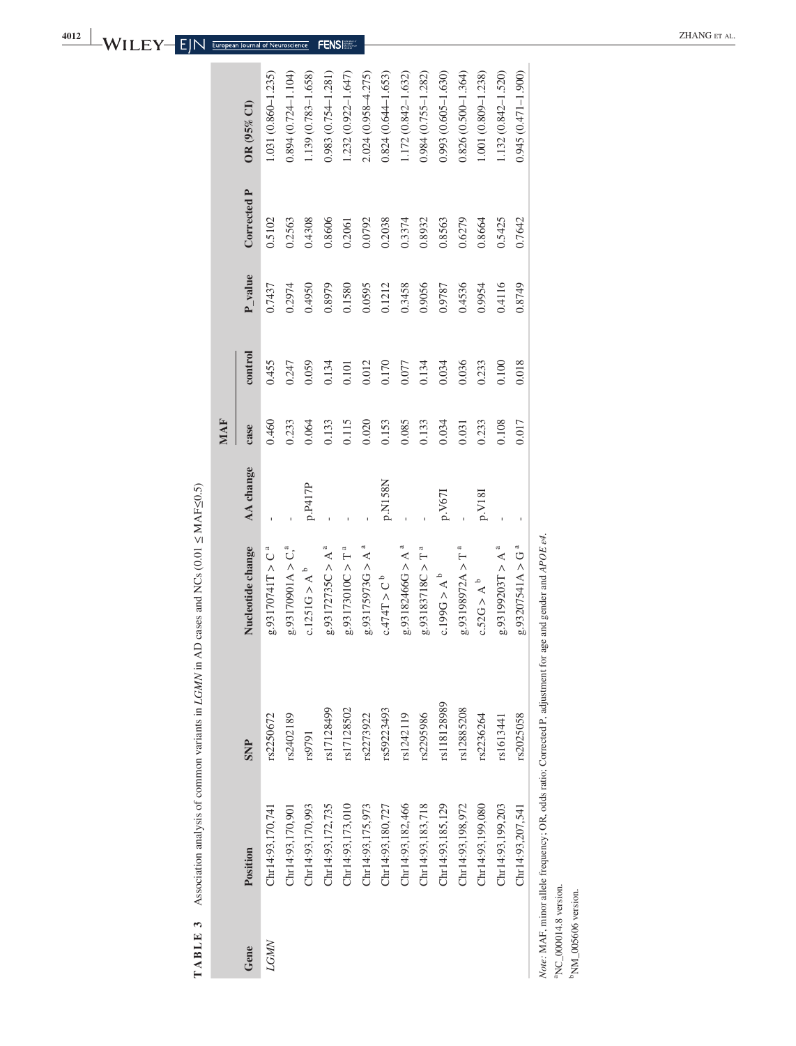**TABLE 3** Association analysis of common variants in *LGMN* in AD cases and NCs (0.01 ≤ MAF≤0.5)

| Gene | Position | SNP | Nucleotide change | AA change | MAF | | P_value | Corrected P | OR (95% CI) |
|---|---|---|---|---|---|---|---|---|---|
| | | | | | case | control | | | |
| *LGMN* | Chr14:93,170,741 | rs2250672 | g.93170741T > C [a] | - | 0.460 | 0.455 | 0.7437 | 0.5102 | 1.031 (0.860–1.235) |
| | Chr14:93,170,901 | rs2402189 | g.93170901A > C, [a] | - | 0.233 | 0.247 | 0.2974 | 0.2563 | 0.894 (0.724–1.104) |
| | Chr14:93,170,993 | rs9791 | c.1251G > A [b] | p.P417P | 0.064 | 0.059 | 0.4950 | 0.4308 | 1.139 (0.783–1.658) |
| | Chr14:93,172,735 | rs17128499 | g.93172735C > A [a] | - | 0.133 | 0.134 | 0.8979 | 0.8606 | 0.983 (0.754–1.281) |
| | Chr14:93,173,010 | rs17128502 | g.93173010C > T [a] | - | 0.115 | 0.101 | 0.1580 | 0.2061 | 1.232 (0.922–1.647) |
| | Chr14:93,175,973 | rs2273922 | g.93175973G > A [a] | - | 0.020 | 0.012 | 0.0595 | 0.0792 | 2.024 (0.958–4.275) |
| | Chr14:93,180,727 | rs59223493 | c.474T > C [b] | p.N158N | 0.153 | 0.170 | 0.1212 | 0.2038 | 0.824 (0.644–1.653) |
| | Chr14:93,182,466 | rs1242119 | g.93182466G > A [a] | - | 0.085 | 0.077 | 0.3458 | 0.3374 | 1.172 (0.842–1.632) |
| | Chr14:93,183,718 | rs2295986 | g.93183718C > T [a] | - | 0.133 | 0.134 | 0.9056 | 0.8932 | 0.984 (0.755–1.282) |
| | Chr14:93,185,129 | rs118128989 | c.199G > A [b] | p.V67I | 0.034 | 0.034 | 0.9787 | 0.8563 | 0.993 (0.605–1.630) |
| | Chr14:93,198,972 | rs12885208 | g.93198972A > T [a] | - | 0.031 | 0.036 | 0.4536 | 0.6279 | 0.826 (0.500–1.364) |
| | Chr14:93,199,080 | rs2236264 | c.52G > A [b] | p.V18I | 0.233 | 0.233 | 0.9954 | 0.8664 | 1.001 (0.809–1.238) |
| | Chr14:93,199,203 | rs1613441 | g.93199203T > A [a] | - | 0.108 | 0.100 | 0.4116 | 0.5425 | 1.132 (0.842–1.520) |
| | Chr14:93,207,541 | rs2025058 | g.93207541A > G [a] | - | 0.017 | 0.018 | 0.8749 | 0.7642 | 0.945 (0.471–1.900) |

*Note*: MAF, minor allele frequency; OR, odds ratio; Corrected P, adjustment for age and gender and *APOE ε4*.

[a] NC_000014.8 version.

[b] NM_005606 version.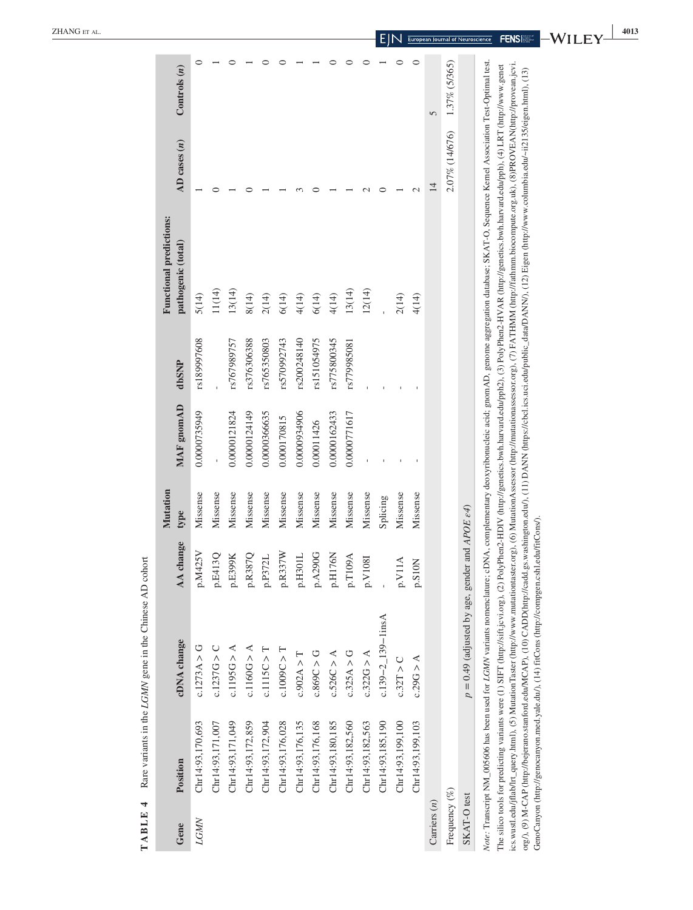**TABLE 4** Rare variants in the *LGMN* gene in the Chinese AD cohort

| Gene | Position | cDNA change | AA change | Mutation type | MAF gnomAD | dbSNP | Functional predictions: pathogenic (total) | AD cases (*n*) | Controls (*n*) |
|---|---|---|---|---|---|---|---|---|---|
| *LGMN* | Chr14:93,170,693 | c.1273A > G | p.M425V | Missense | 0.0000735949 | rs189997608 | 5(14) | 1 | 0 |
| | Chr14:93,171,007 | c.1237G > C | p.E413Q | Missense | - | - | 11(14) | 0 | 1 |
| | Chr14:93,171,049 | c.1195G > A | p.E399K | Missense | 0.0000121824 | rs767989757 | 13(14) | 1 | 0 |
| | Chr14:93,172,859 | c.1160G > A | p.R387Q | Missense | 0.0000124149 | rs376306388 | 8(14) | 0 | 1 |
| | Chr14:93,172,904 | c.1115C > T | p.P372L | Missense | 0.0000366635 | rs765350803 | 2(14) | 1 | 0 |
| | Chr14:93,176,028 | c.1009C > T | p.R337W | Missense | 0.000170815 | rs570992743 | 6(14) | 1 | 0 |
| | Chr14:93,176,135 | c.902A > T | p.H301L | Missense | 0.0000934906 | rs200248140 | 4(14) | 3 | 1 |
| | Chr14:93,176,168 | c.869C > G | p.A290G | Missense | 0.00011426 | rs151054975 | 6(14) | 0 | 1 |
| | Chr14:93,180,185 | c.526C > A | p.H176N | Missense | 0.0000162433 | rs775800345 | 4(14) | 1 | 0 |
| | Chr14:93,182,560 | c.325A > G | p.T109A | Missense | 0.0000771617 | rs779985081 | 13(14) | 1 | 0 |
| | Chr14:93,182,563 | c.322G > A | p.V108I | Missense | - | - | 12(14) | 2 | 0 |
| | Chr14:93,185,190 | c.139−2_139−1insA | - | Splicing | - | - | - | 0 | 1 |
| | Chr14:93,199,100 | c.32T > C | p.V11A | Missense | - | - | 2(14) | 1 | 0 |
| | Chr14:93,199,103 | c.29G > A | p.S10N | Missense | - | - | 4(14) | 2 | 0 |
| Carriers (*n*) | | | | | | | | 14 | 5 |
| Frequency (%) | | | | | | | | 2.07% (14/676) | 1.37% (5/365) |
| SKAT-O test | $p = 0.49$ (adjusted by age, gender and *APOE ε4*) | | | | | | | | |

*Note*: Transcript NM_005606 has been used for *LGMN* variants nomenclature; cDNA, complementary deoxyribonucleic acid; gnomAD, genome aggregation database; SKAT-O, Sequence Kernel Association Test-Optimal test. The silico tools for predicting variants were (1) SIFT (http://sift.jcvi.org), (2) PolyPhen2-HDIV (http://genetics.bwh.harvard.edu/pph2), (3) PolyPhen2-HVAR (http://genetics.bwh.harvard.edu/pph), (4) LRT (http://www.genetics.wustl.edu/jflab/lrt_query.html), (5) MutationTaster (http://www.mutationtaster.org), (6) MutationAssessor (http://mutationassessor.org), (7) FATHMM (http://fathmm.biocompute.org.uk), (8)PROVEAN(http://provean.jcvi.org/), (9) M-CAP (http://bejerano.stanford.edu/MCAP), (10) CADD(http://cadd.gs.washington.edu/), (11) DANN (https://cbcl.ics.uci.edu/public_data/DANN/), (12) Eigen (http://www.columbia.edu/~ii2135/eigen.html), (13) GenoCanyon (http://genocanyon.med.yale.edu/), (14) fitCons (http://compgen.cshl.edu/fitCons/).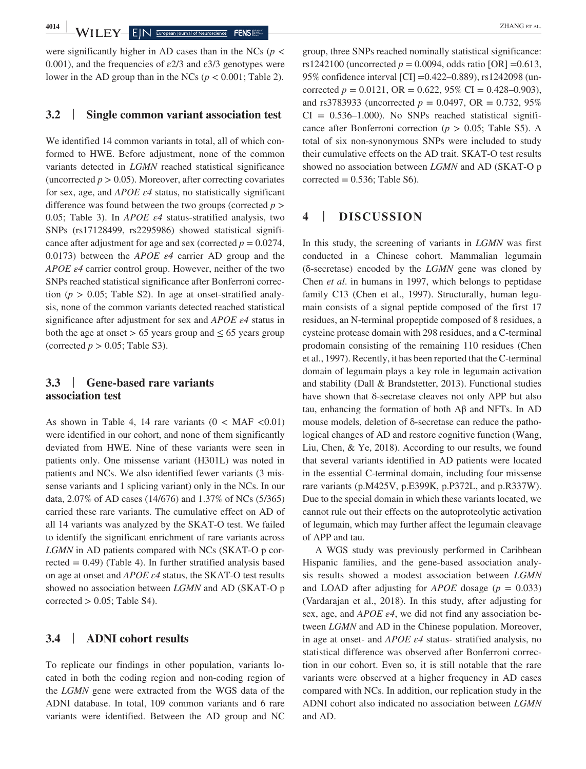were significantly higher in AD cases than in the NCs ($p < 0.001$), and the frequencies of ε2/3 and ε3/3 genotypes were lower in the AD group than in the NCs ($p < 0.001$; Table 2).

## 3.2 | Single common variant association test

We identified 14 common variants in total, all of which conformed to HWE. Before adjustment, none of the common variants detected in *LGMN* reached statistical significance (uncorrected $p > 0.05$). Moreover, after correcting covariates for sex, age, and *APOE ε4* status, no statistically significant difference was found between the two groups (corrected $p > 0.05$; Table 3). In *APOE ε4* status-stratified analysis, two SNPs (rs17128499, rs2295986) showed statistical significance after adjustment for age and sex (corrected $p = 0.0274$, 0.0173) between the *APOE ε4* carrier AD group and the *APOE ε4* carrier control group. However, neither of the two SNPs reached statistical significance after Bonferroni correction ($p > 0.05$; Table S2). In age at onset-stratified analysis, none of the common variants detected reached statistical significance after adjustment for sex and *APOE ε4* status in both the age at onset > 65 years group and ≤ 65 years group (corrected $p > 0.05$; Table S3).

## 3.3 | Gene-based rare variants association test

As shown in Table 4, 14 rare variants ($0 < \text{MAF} < 0.01$) were identified in our cohort, and none of them significantly deviated from HWE. Nine of these variants were seen in patients only. One missense variant (H301L) was noted in patients and NCs. We also identified fewer variants (3 missense variants and 1 splicing variant) only in the NCs. In our data, 2.07% of AD cases (14/676) and 1.37% of NCs (5/365) carried these rare variants. The cumulative effect on AD of all 14 variants was analyzed by the SKAT-O test. We failed to identify the significant enrichment of rare variants across *LGMN* in AD patients compared with NCs (SKAT-O p corrected = 0.49) (Table 4). In further stratified analysis based on age at onset and *APOE ε4* status, the SKAT-O test results showed no association between *LGMN* and AD (SKAT-O p corrected > 0.05; Table S4).

## 3.4 | ADNI cohort results

To replicate our findings in other population, variants located in both the coding region and non-coding region of the *LGMN* gene were extracted from the WGS data of the ADNI database. In total, 109 common variants and 6 rare variants were identified. Between the AD group and NC group, three SNPs reached nominally statistical significance: rs1242100 (uncorrected $p = 0.0094$, odds ratio [OR] =0.613, 95% confidence interval [CI] =0.422–0.889), rs1242098 (uncorrected $p = 0.0121$, OR = 0.622, 95% CI = 0.428–0.903), and rs3783933 (uncorrected $p = 0.0497$, OR = 0.732, 95% CI = 0.536–1.000). No SNPs reached statistical significance after Bonferroni correction ($p > 0.05$; Table S5). A total of six non-synonymous SNPs were included to study their cumulative effects on the AD trait. SKAT-O test results showed no association between *LGMN* and AD (SKAT-O p corrected = 0.536; Table S6).

# 4 | DISCUSSION

In this study, the screening of variants in *LGMN* was first conducted in a Chinese cohort. Mammalian legumain (δ-secretase) encoded by the *LGMN* gene was cloned by Chen *et al*. in humans in 1997, which belongs to peptidase family C13 (Chen et al., 1997). Structurally, human legumain consists of a signal peptide composed of the first 17 residues, an N-terminal propeptide composed of 8 residues, a cysteine protease domain with 298 residues, and a C-terminal prodomain consisting of the remaining 110 residues (Chen et al., 1997). Recently, it has been reported that the C-terminal domain of legumain plays a key role in legumain activation and stability (Dall & Brandstetter, 2013). Functional studies have shown that δ-secretase cleaves not only APP but also tau, enhancing the formation of both Aβ and NFTs. In AD mouse models, deletion of δ-secretase can reduce the pathological changes of AD and restore cognitive function (Wang, Liu, Chen, & Ye, 2018). According to our results, we found that several variants identified in AD patients were located in the essential C-terminal domain, including four missense rare variants (p.M425V, p.E399K, p.P372L, and p.R337W). Due to the special domain in which these variants located, we cannot rule out their effects on the autoproteolytic activation of legumain, which may further affect the legumain cleavage of APP and tau.

A WGS study was previously performed in Caribbean Hispanic families, and the gene-based association analysis results showed a modest association between *LGMN* and LOAD after adjusting for *APOE* dosage ($p = 0.033$) (Vardarajan et al., 2018). In this study, after adjusting for sex, age, and *APOE ε4*, we did not find any association between *LGMN* and AD in the Chinese population. Moreover, in age at onset- and *APOE ε4* status- stratified analysis, no statistical difference was observed after Bonferroni correction in our cohort. Even so, it is still notable that the rare variants were observed at a higher frequency in AD cases compared with NCs. In addition, our replication study in the ADNI cohort also indicated no association between *LGMN* and AD.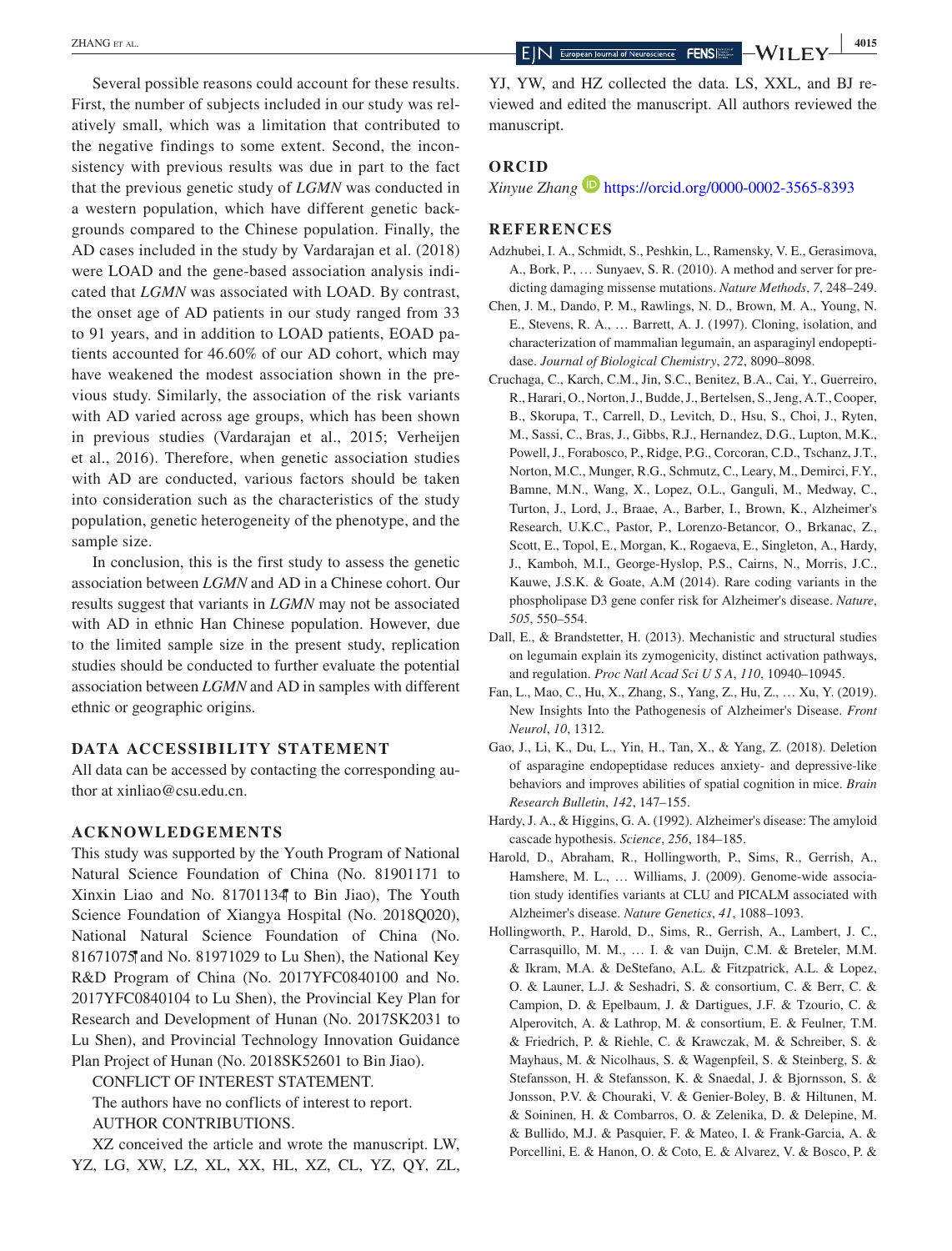Several possible reasons could account for these results. First, the number of subjects included in our study was relatively small, which was a limitation that contributed to the negative findings to some extent. Second, the inconsistency with previous results was due in part to the fact that the previous genetic study of *LGMN* was conducted in a western population, which have different genetic backgrounds compared to the Chinese population. Finally, the AD cases included in the study by Vardarajan et al. (2018) were LOAD and the gene-based association analysis indicated that *LGMN* was associated with LOAD. By contrast, the onset age of AD patients in our study ranged from 33 to 91 years, and in addition to LOAD patients, EOAD patients accounted for 46.60% of our AD cohort, which may have weakened the modest association shown in the previous study. Similarly, the association of the risk variants with AD varied across age groups, which has been shown in previous studies (Vardarajan et al., 2015; Verheijen et al., 2016). Therefore, when genetic association studies with AD are conducted, various factors should be taken into consideration such as the characteristics of the study population, genetic heterogeneity of the phenotype, and the sample size.

In conclusion, this is the first study to assess the genetic association between *LGMN* and AD in a Chinese cohort. Our results suggest that variants in *LGMN* may not be associated with AD in ethnic Han Chinese population. However, due to the limited sample size in the present study, replication studies should be conducted to further evaluate the potential association between *LGMN* and AD in samples with different ethnic or geographic origins.

## DATA ACCESSIBILITY STATEMENT

All data can be accessed by contacting the corresponding author at xinliao@csu.edu.cn.

## ACKNOWLEDGEMENTS

This study was supported by the Youth Program of National Natural Science Foundation of China (No. 81901171 to Xinxin Liao and No. 81701134 to Bin Jiao), The Youth Science Foundation of Xiangya Hospital (No. 2018Q020), National Natural Science Foundation of China (No. 81671075 and No. 81971029 to Lu Shen), the National Key R&D Program of China (No. 2017YFC0840100 and No. 2017YFC0840104 to Lu Shen), the Provincial Key Plan for Research and Development of Hunan (No. 2017SK2031 to Lu Shen), and Provincial Technology Innovation Guidance Plan Project of Hunan (No. 2018SK52601 to Bin Jiao).

CONFLICT OF INTEREST STATEMENT.

The authors have no conflicts of interest to report.

AUTHOR CONTRIBUTIONS.

XZ conceived the article and wrote the manuscript. LW, YZ, LG, XW, LZ, XL, XX, HL, XZ, CL, YZ, QY, ZL, YJ, YW, and HZ collected the data. LS, XXL, and BJ reviewed and edited the manuscript. All authors reviewed the manuscript.

## ORCID

*Xinyue Zhang* https://orcid.org/0000-0002-3565-8393

## REFERENCES

Adzhubei, I. A., Schmidt, S., Peshkin, L., Ramensky, V. E., Gerasimova, A., Bork, P., … Sunyaev, S. R. (2010). A method and server for predicting damaging missense mutations. *Nature Methods*, *7*, 248–249.

Chen, J. M., Dando, P. M., Rawlings, N. D., Brown, M. A., Young, N. E., Stevens, R. A., … Barrett, A. J. (1997). Cloning, isolation, and characterization of mammalian legumain, an asparaginyl endopeptidase. *Journal of Biological Chemistry*, *272*, 8090–8098.

Cruchaga, C., Karch, C.M., Jin, S.C., Benitez, B.A., Cai, Y., Guerreiro, R., Harari, O., Norton, J., Budde, J., Bertelsen, S., Jeng, A.T., Cooper, B., Skorupa, T., Carrell, D., Levitch, D., Hsu, S., Choi, J., Ryten, M., Sassi, C., Bras, J., Gibbs, R.J., Hernandez, D.G., Lupton, M.K., Powell, J., Forabosco, P., Ridge, P.G., Corcoran, C.D., Tschanz, J.T., Norton, M.C., Munger, R.G., Schmutz, C., Leary, M., Demirci, F.Y., Bamne, M.N., Wang, X., Lopez, O.L., Ganguli, M., Medway, C., Turton, J., Lord, J., Braae, A., Barber, I., Brown, K., Alzheimer's Research, U.K.C., Pastor, P., Lorenzo-Betancor, O., Brkanac, Z., Scott, E., Topol, E., Morgan, K., Rogaeva, E., Singleton, A., Hardy, J., Kamboh, M.I., George-Hyslop, P.S., Cairns, N., Morris, J.C., Kauwe, J.S.K. & Goate, A.M (2014). Rare coding variants in the phospholipase D3 gene confer risk for Alzheimer's disease. *Nature*, *505*, 550–554.

Dall, E., & Brandstetter, H. (2013). Mechanistic and structural studies on legumain explain its zymogenicity, distinct activation pathways, and regulation. *Proc Natl Acad Sci U S A*, *110*, 10940–10945.

Fan, L., Mao, C., Hu, X., Zhang, S., Yang, Z., Hu, Z., … Xu, Y. (2019). New Insights Into the Pathogenesis of Alzheimer's Disease. *Front Neurol*, *10*, 1312.

Gao, J., Li, K., Du, L., Yin, H., Tan, X., & Yang, Z. (2018). Deletion of asparagine endopeptidase reduces anxiety- and depressive-like behaviors and improves abilities of spatial cognition in mice. *Brain Research Bulletin*, *142*, 147–155.

Hardy, J. A., & Higgins, G. A. (1992). Alzheimer's disease: The amyloid cascade hypothesis. *Science*, *256*, 184–185.

Harold, D., Abraham, R., Hollingworth, P., Sims, R., Gerrish, A., Hamshere, M. L., … Williams, J. (2009). Genome-wide association study identifies variants at CLU and PICALM associated with Alzheimer's disease. *Nature Genetics*, *41*, 1088–1093.

Hollingworth, P., Harold, D., Sims, R., Gerrish, A., Lambert, J. C., Carrasquillo, M. M., … I. & van Duijn, C.M. & Breteler, M.M. & Ikram, M.A. & DeStefano, A.L. & Fitzpatrick, A.L. & Lopez, O. & Launer, L.J. & Seshadri, S. & consortium, C. & Berr, C. & Campion, D. & Epelbaum, J. & Dartigues, J.F. & Tzourio, C. & Alperovitch, A. & Lathrop, M. & consortium, E. & Feulner, T.M. & Friedrich, P. & Riehle, C. & Krawczak, M. & Schreiber, S. & Mayhaus, M. & Nicolhaus, S. & Wagenpfeil, S. & Steinberg, S. & Stefansson, H. & Stefansson, K. & Snaedal, J. & Bjornsson, S. & Jonsson, P.V. & Chouraki, V. & Genier-Boley, B. & Hiltunen, M. & Soininen, H. & Combarros, O. & Zelenika, D. & Delepine, M. & Bullido, M.J. & Pasquier, F. & Mateo, I. & Frank-Garcia, A. & Porcellini, E. & Hanon, O. & Coto, E. & Alvarez, V. & Bosco, P. &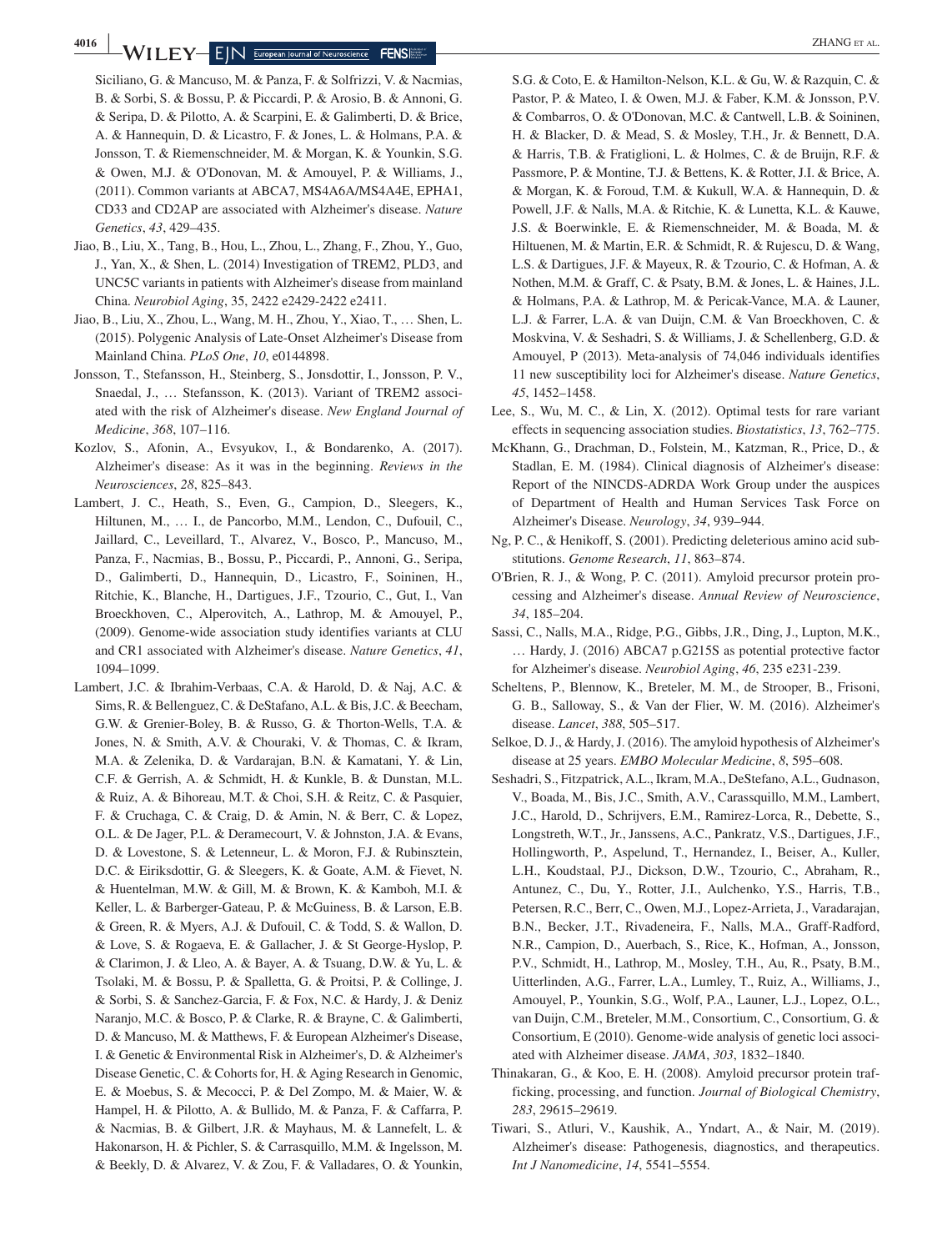Siciliano, G. & Mancuso, M. & Panza, F. & Solfrizzi, V. & Nacmias, B. & Sorbi, S. & Bossu, P. & Piccardi, P. & Arosio, B. & Annoni, G. & Seripa, D. & Pilotto, A. & Scarpini, E. & Galimberti, D. & Brice, A. & Hannequin, D. & Licastro, F. & Jones, L. & Holmans, P.A. & Jonsson, T. & Riemenschneider, M. & Morgan, K. & Younkin, S.G. & Owen, M.J. & O'Donovan, M. & Amouyel, P. & Williams, J., (2011). Common variants at ABCA7, MS4A6A/MS4A4E, EPHA1, CD33 and CD2AP are associated with Alzheimer's disease. *Nature Genetics*, *43*, 429–435.

Jiao, B., Liu, X., Tang, B., Hou, L., Zhou, L., Zhang, F., Zhou, Y., Guo, J., Yan, X., & Shen, L. (2014) Investigation of TREM2, PLD3, and UNC5C variants in patients with Alzheimer's disease from mainland China. *Neurobiol Aging*, 35, 2422 e2429-2422 e2411.

Jiao, B., Liu, X., Zhou, L., Wang, M. H., Zhou, Y., Xiao, T., … Shen, L. (2015). Polygenic Analysis of Late-Onset Alzheimer's Disease from Mainland China. *PLoS One*, *10*, e0144898.

Jonsson, T., Stefansson, H., Steinberg, S., Jonsdottir, I., Jonsson, P. V., Snaedal, J., … Stefansson, K. (2013). Variant of TREM2 associated with the risk of Alzheimer's disease. *New England Journal of Medicine*, *368*, 107–116.

Kozlov, S., Afonin, A., Evsyukov, I., & Bondarenko, A. (2017). Alzheimer's disease: As it was in the beginning. *Reviews in the Neurosciences*, *28*, 825–843.

Lambert, J. C., Heath, S., Even, G., Campion, D., Sleegers, K., Hiltunen, M., … I., de Pancorbo, M.M., Lendon, C., Dufouil, C., Jaillard, C., Leveillard, T., Alvarez, V., Bosco, P., Mancuso, M., Panza, F., Nacmias, B., Bossu, P., Piccardi, P., Annoni, G., Seripa, D., Galimberti, D., Hannequin, D., Licastro, F., Soininen, H., Ritchie, K., Blanche, H., Dartigues, J.F., Tzourio, C., Gut, I., Van Broeckhoven, C., Alperovitch, A., Lathrop, M. & Amouyel, P., (2009). Genome-wide association study identifies variants at CLU and CR1 associated with Alzheimer's disease. *Nature Genetics*, *41*, 1094–1099.

Lambert, J.C. & Ibrahim-Verbaas, C.A. & Harold, D. & Naj, A.C. & Sims, R. & Bellenguez, C. & DeStafano, A.L. & Bis, J.C. & Beecham, G.W. & Grenier-Boley, B. & Russo, G. & Thorton-Wells, T.A. & Jones, N. & Smith, A.V. & Chouraki, V. & Thomas, C. & Ikram, M.A. & Zelenika, D. & Vardarajan, B.N. & Kamatani, Y. & Lin, C.F. & Gerrish, A. & Schmidt, H. & Kunkle, B. & Dunstan, M.L. & Ruiz, A. & Bihoreau, M.T. & Choi, S.H. & Reitz, C. & Pasquier, F. & Cruchaga, C. & Craig, D. & Amin, N. & Berr, C. & Lopez, O.L. & De Jager, P.L. & Deramecourt, V. & Johnston, J.A. & Evans, D. & Lovestone, S. & Letenneur, L. & Moron, F.J. & Rubinsztein, D.C. & Eiriksdottir, G. & Sleegers, K. & Goate, A.M. & Fievet, N. & Huentelman, M.W. & Gill, M. & Brown, K. & Kamboh, M.I. & Keller, L. & Barberger-Gateau, P. & McGuiness, B. & Larson, E.B. & Green, R. & Myers, A.J. & Dufouil, C. & Todd, S. & Wallon, D. & Love, S. & Rogaeva, E. & Gallacher, J. & St George-Hyslop, P. & Clarimon, J. & Lleo, A. & Bayer, A. & Tsuang, D.W. & Yu, L. & Tsolaki, M. & Bossu, P. & Spalletta, G. & Proitsi, P. & Collinge, J. & Sorbi, S. & Sanchez-Garcia, F. & Fox, N.C. & Hardy, J. & Deniz Naranjo, M.C. & Bosco, P. & Clarke, R. & Brayne, C. & Galimberti, D. & Mancuso, M. & Matthews, F. & European Alzheimer's Disease, I. & Genetic & Environmental Risk in Alzheimer's, D. & Alzheimer's Disease Genetic, C. & Cohorts for, H. & Aging Research in Genomic, E. & Moebus, S. & Mecocci, P. & Del Zompo, M. & Maier, W. & Hampel, H. & Pilotto, A. & Bullido, M. & Panza, F. & Caffarra, P. & Nacmias, B. & Gilbert, J.R. & Mayhaus, M. & Lannefelt, L. & Hakonarson, H. & Pichler, S. & Carrasquillo, M.M. & Ingelsson, M. & Beekly, D. & Alvarez, V. & Zou, F. & Valladares, O. & Younkin, S.G. & Coto, E. & Hamilton-Nelson, K.L. & Gu, W. & Razquin, C. & Pastor, P. & Mateo, I. & Owen, M.J. & Faber, K.M. & Jonsson, P.V. & Combarros, O. & O'Donovan, M.C. & Cantwell, L.B. & Soininen, H. & Blacker, D. & Mead, S. & Mosley, T.H., Jr. & Bennett, D.A. & Harris, T.B. & Fratiglioni, L. & Holmes, C. & de Bruijn, R.F. & Passmore, P. & Montine, T.J. & Bettens, K. & Rotter, J.I. & Brice, A. & Morgan, K. & Foroud, T.M. & Kukull, W.A. & Hannequin, D. & Powell, J.F. & Nalls, M.A. & Ritchie, K. & Lunetta, K.L. & Kauwe, J.S. & Boerwinkle, E. & Riemenschneider, M. & Boada, M. & Hiltuenen, M. & Martin, E.R. & Schmidt, R. & Rujescu, D. & Wang, L.S. & Dartigues, J.F. & Mayeux, R. & Tzourio, C. & Hofman, A. & Nothen, M.M. & Graff, C. & Psaty, B.M. & Jones, L. & Haines, J.L. & Holmans, P.A. & Lathrop, M. & Pericak-Vance, M.A. & Launer, L.J. & Farrer, L.A. & van Duijn, C.M. & Van Broeckhoven, C. & Moskvina, V. & Seshadri, S. & Williams, J. & Schellenberg, G.D. & Amouyel, P (2013). Meta-analysis of 74,046 individuals identifies 11 new susceptibility loci for Alzheimer's disease. *Nature Genetics*, *45*, 1452–1458.

Lee, S., Wu, M. C., & Lin, X. (2012). Optimal tests for rare variant effects in sequencing association studies. *Biostatistics*, *13*, 762–775.

McKhann, G., Drachman, D., Folstein, M., Katzman, R., Price, D., & Stadlan, E. M. (1984). Clinical diagnosis of Alzheimer's disease: Report of the NINCDS-ADRDA Work Group under the auspices of Department of Health and Human Services Task Force on Alzheimer's Disease. *Neurology*, *34*, 939–944.

Ng, P. C., & Henikoff, S. (2001). Predicting deleterious amino acid substitutions. *Genome Research*, *11*, 863–874.

O'Brien, R. J., & Wong, P. C. (2011). Amyloid precursor protein processing and Alzheimer's disease. *Annual Review of Neuroscience*, *34*, 185–204.

Sassi, C., Nalls, M.A., Ridge, P.G., Gibbs, J.R., Ding, J., Lupton, M.K., … Hardy, J. (2016) ABCA7 p.G215S as potential protective factor for Alzheimer's disease. *Neurobiol Aging*, *46*, 235 e231-239.

Scheltens, P., Blennow, K., Breteler, M. M., de Strooper, B., Frisoni, G. B., Salloway, S., & Van der Flier, W. M. (2016). Alzheimer's disease. *Lancet*, *388*, 505–517.

Selkoe, D. J., & Hardy, J. (2016). The amyloid hypothesis of Alzheimer's disease at 25 years. *EMBO Molecular Medicine*, *8*, 595–608.

Seshadri, S., Fitzpatrick, A.L., Ikram, M.A., DeStefano, A.L., Gudnason, V., Boada, M., Bis, J.C., Smith, A.V., Carassquillo, M.M., Lambert, J.C., Harold, D., Schrijvers, E.M., Ramirez-Lorca, R., Debette, S., Longstreth, W.T., Jr., Janssens, A.C., Pankratz, V.S., Dartigues, J.F., Hollingworth, P., Aspelund, T., Hernandez, I., Beiser, A., Kuller, L.H., Koudstaal, P.J., Dickson, D.W., Tzourio, C., Abraham, R., Antunez, C., Du, Y., Rotter, J.I., Aulchenko, Y.S., Harris, T.B., Petersen, R.C., Berr, C., Owen, M.J., Lopez-Arrieta, J., Varadarajan, B.N., Becker, J.T., Rivadeneira, F., Nalls, M.A., Graff-Radford, N.R., Campion, D., Auerbach, S., Rice, K., Hofman, A., Jonsson, P.V., Schmidt, H., Lathrop, M., Mosley, T.H., Au, R., Psaty, B.M., Uitterlinden, A.G., Farrer, L.A., Lumley, T., Ruiz, A., Williams, J., Amouyel, P., Younkin, S.G., Wolf, P.A., Launer, L.J., Lopez, O.L., van Duijn, C.M., Breteler, M.M., Consortium, C., Consortium, G. & Consortium, E (2010). Genome-wide analysis of genetic loci associated with Alzheimer disease. *JAMA*, *303*, 1832–1840.

Thinakaran, G., & Koo, E. H. (2008). Amyloid precursor protein trafficking, processing, and function. *Journal of Biological Chemistry*, *283*, 29615–29619.

Tiwari, S., Atluri, V., Kaushik, A., Yndart, A., & Nair, M. (2019). Alzheimer's disease: Pathogenesis, diagnostics, and therapeutics. *Int J Nanomedicine*, *14*, 5541–5554.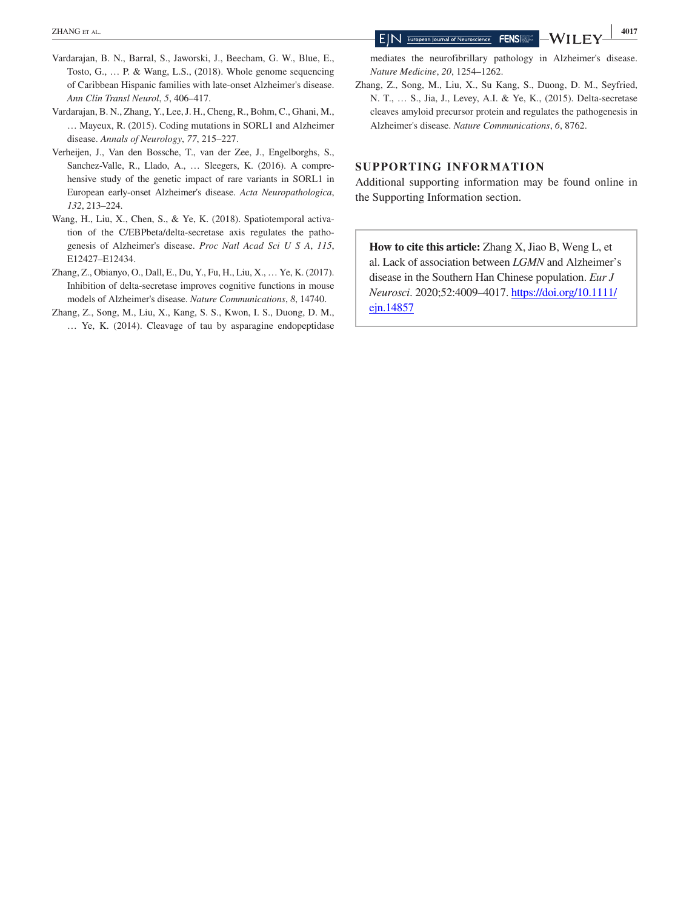Vardarajan, B. N., Barral, S., Jaworski, J., Beecham, G. W., Blue, E., Tosto, G., … P. & Wang, L.S., (2018). Whole genome sequencing of Caribbean Hispanic families with late-onset Alzheimer's disease. *Ann Clin Transl Neurol*, *5*, 406–417.

Vardarajan, B. N., Zhang, Y., Lee, J. H., Cheng, R., Bohm, C., Ghani, M., … Mayeux, R. (2015). Coding mutations in SORL1 and Alzheimer disease. *Annals of Neurology*, *77*, 215–227.

Verheijen, J., Van den Bossche, T., van der Zee, J., Engelborghs, S., Sanchez-Valle, R., Llado, A., … Sleegers, K. (2016). A comprehensive study of the genetic impact of rare variants in SORL1 in European early-onset Alzheimer's disease. *Acta Neuropathologica*, *132*, 213–224.

Wang, H., Liu, X., Chen, S., & Ye, K. (2018). Spatiotemporal activation of the C/EBPbeta/delta-secretase axis regulates the pathogenesis of Alzheimer's disease. *Proc Natl Acad Sci U S A*, *115*, E12427–E12434.

Zhang, Z., Obianyo, O., Dall, E., Du, Y., Fu, H., Liu, X., … Ye, K. (2017). Inhibition of delta-secretase improves cognitive functions in mouse models of Alzheimer's disease. *Nature Communications*, *8*, 14740.

Zhang, Z., Song, M., Liu, X., Kang, S. S., Kwon, I. S., Duong, D. M., … Ye, K. (2014). Cleavage of tau by asparagine endopeptidase mediates the neurofibrillary pathology in Alzheimer's disease. *Nature Medicine*, *20*, 1254–1262.

Zhang, Z., Song, M., Liu, X., Su Kang, S., Duong, D. M., Seyfried, N. T., … S., Jia, J., Levey, A.I. & Ye, K., (2015). Delta-secretase cleaves amyloid precursor protein and regulates the pathogenesis in Alzheimer's disease. *Nature Communications*, *6*, 8762.

## SUPPORTING INFORMATION

Additional supporting information may be found online in the Supporting Information section.

**How to cite this article:** Zhang X, Jiao B, Weng L, et al. Lack of association between *LGMN* and Alzheimer's disease in the Southern Han Chinese population. *Eur J Neurosci*. 2020;52:4009–4017. https://doi.org/10.1111/ejn.14857